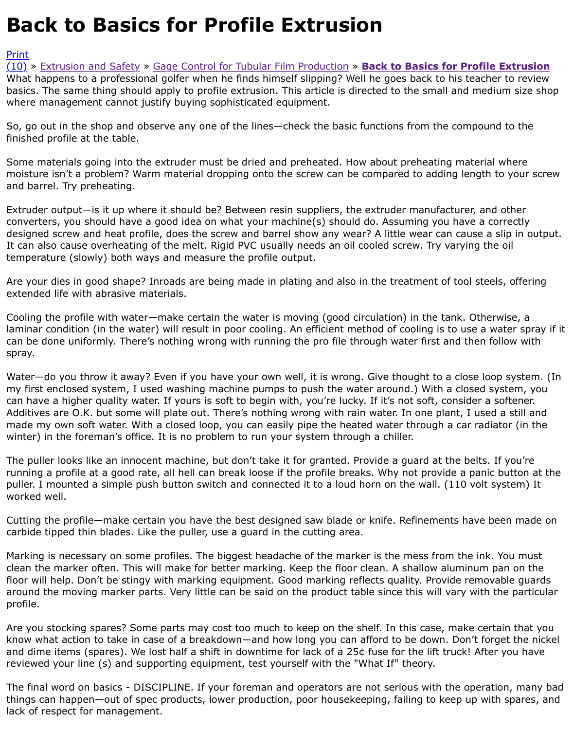# Back to Basics for Profile Extrusion

Print
(10) » Extrusion and Safety » Gage Control for Tubular Film Production » **Back to Basics for Profile Extrusion**

What happens to a professional golfer when he finds himself slipping? Well he goes back to his teacher to review basics. The same thing should apply to profile extrusion. This article is directed to the small and medium size shop where management cannot justify buying sophisticated equipment.

So, go out in the shop and observe any one of the lines—check the basic functions from the compound to the finished profile at the table.

Some materials going into the extruder must be dried and preheated. How about preheating material where moisture isn't a problem? Warm material dropping onto the screw can be compared to adding length to your screw and barrel. Try preheating.

Extruder output—is it up where it should be? Between resin suppliers, the extruder manufacturer, and other converters, you should have a good idea on what your machine(s) should do. Assuming you have a correctly designed screw and heat profile, does the screw and barrel show any wear? A little wear can cause a slip in output. It can also cause overheating of the melt. Rigid PVC usually needs an oil cooled screw. Try varying the oil temperature (slowly) both ways and measure the profile output.

Are your dies in good shape? Inroads are being made in plating and also in the treatment of tool steels, offering extended life with abrasive materials.

Cooling the profile with water—make certain the water is moving (good circulation) in the tank. Otherwise, a laminar condition (in the water) will result in poor cooling. An efficient method of cooling is to use a water spray if it can be done uniformly. There's nothing wrong with running the pro file through water first and then follow with spray.

Water—do you throw it away? Even if you have your own well, it is wrong. Give thought to a close loop system. (In my first enclosed system, I used washing machine pumps to push the water around.) With a closed system, you can have a higher quality water. If yours is soft to begin with, you're lucky. If it's not soft, consider a softener. Additives are O.K. but some will plate out. There's nothing wrong with rain water. In one plant, I used a still and made my own soft water. With a closed loop, you can easily pipe the heated water through a car radiator (in the winter) in the foreman's office. It is no problem to run your system through a chiller.

The puller looks like an innocent machine, but don't take it for granted. Provide a guard at the belts. If you're running a profile at a good rate, all hell can break loose if the profile breaks. Why not provide a panic button at the puller. I mounted a simple push button switch and connected it to a loud horn on the wall. (110 volt system) It worked well.

Cutting the profile—make certain you have the best designed saw blade or knife. Refinements have been made on carbide tipped thin blades. Like the puller, use a guard in the cutting area.

Marking is necessary on some profiles. The biggest headache of the marker is the mess from the ink. You must clean the marker often. This will make for better marking. Keep the floor clean. A shallow aluminum pan on the floor will help. Don't be stingy with marking equipment. Good marking reflects quality. Provide removable guards around the moving marker parts. Very little can be said on the product table since this will vary with the particular profile.

Are you stocking spares? Some parts may cost too much to keep on the shelf. In this case, make certain that you know what action to take in case of a breakdown—and how long you can afford to be down. Don't forget the nickel and dime items (spares). We lost half a shift in downtime for lack of a 25¢ fuse for the lift truck! After you have reviewed your line (s) and supporting equipment, test yourself with the "What If" theory.

The final word on basics - DISCIPLINE. If your foreman and operators are not serious with the operation, many bad things can happen—out of spec products, lower production, poor housekeeping, failing to keep up with spares, and lack of respect for management.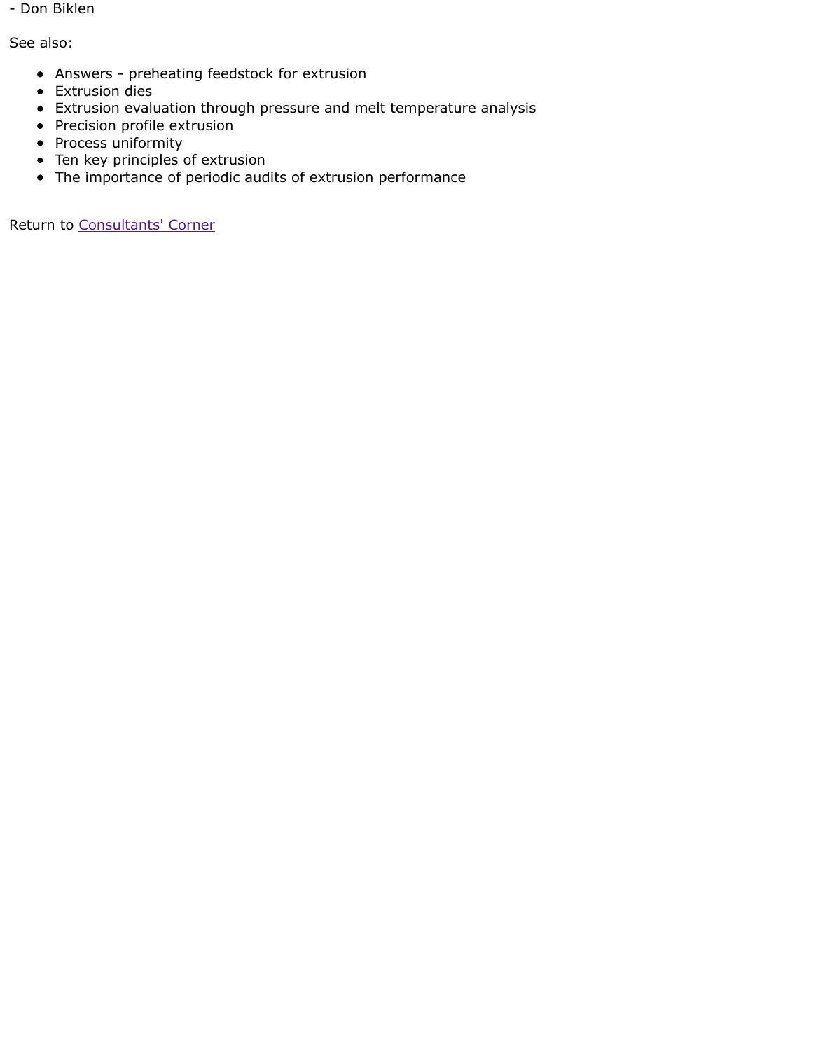- Don Biklen

See also:

- Answers - preheating feedstock for extrusion
- Extrusion dies
- Extrusion evaluation through pressure and melt temperature analysis
- Precision profile extrusion
- Process uniformity
- Ten key principles of extrusion
- The importance of periodic audits of extrusion performance

Return to Consultants' Corner